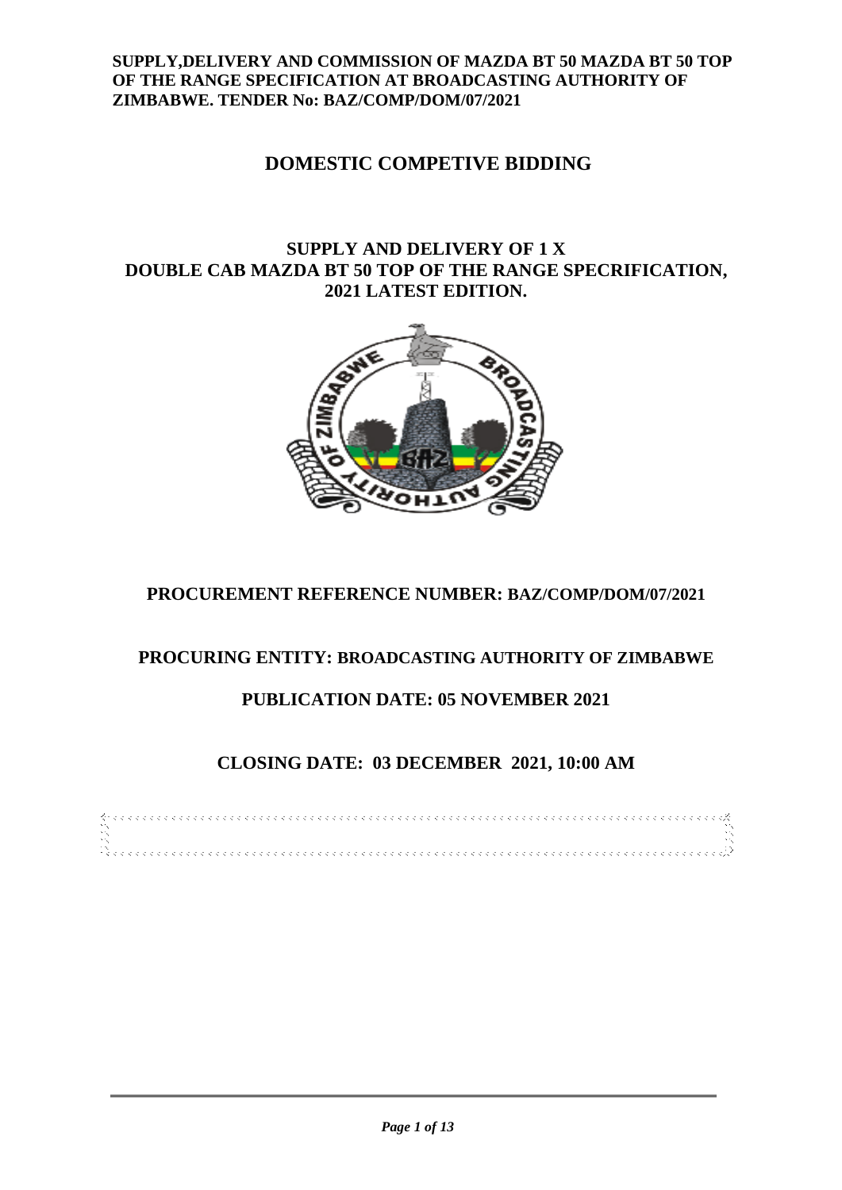**SUPPLY,DELIVERY AND COMMISSION OF MAZDA BT 50 MAZDA BT 50 TOP OF THE RANGE SPECIFICATION AT BROADCASTING AUTHORITY OF ZIMBABWE. TENDER No: BAZ/COMP/DOM/07/2021**

# DOMESTIC COMPETIVE BIDDING

## SUPPLY AND DELIVERY OF 1 X DOUBLE CAB MAZDA BT 50 TOP OF THE RANGE SPECRIFICATION, 2021 LATEST EDITION.

**PROCUREMENT REFERENCE NUMBER: BAZ/COMP/DOM/07/2021**

**PROCURING ENTITY: BROADCASTING AUTHORITY OF ZIMBABWE**

**PUBLICATION DATE: 05 NOVEMBER 2021**

**CLOSING DATE: 03 DECEMBER 2021, 10:00 AM**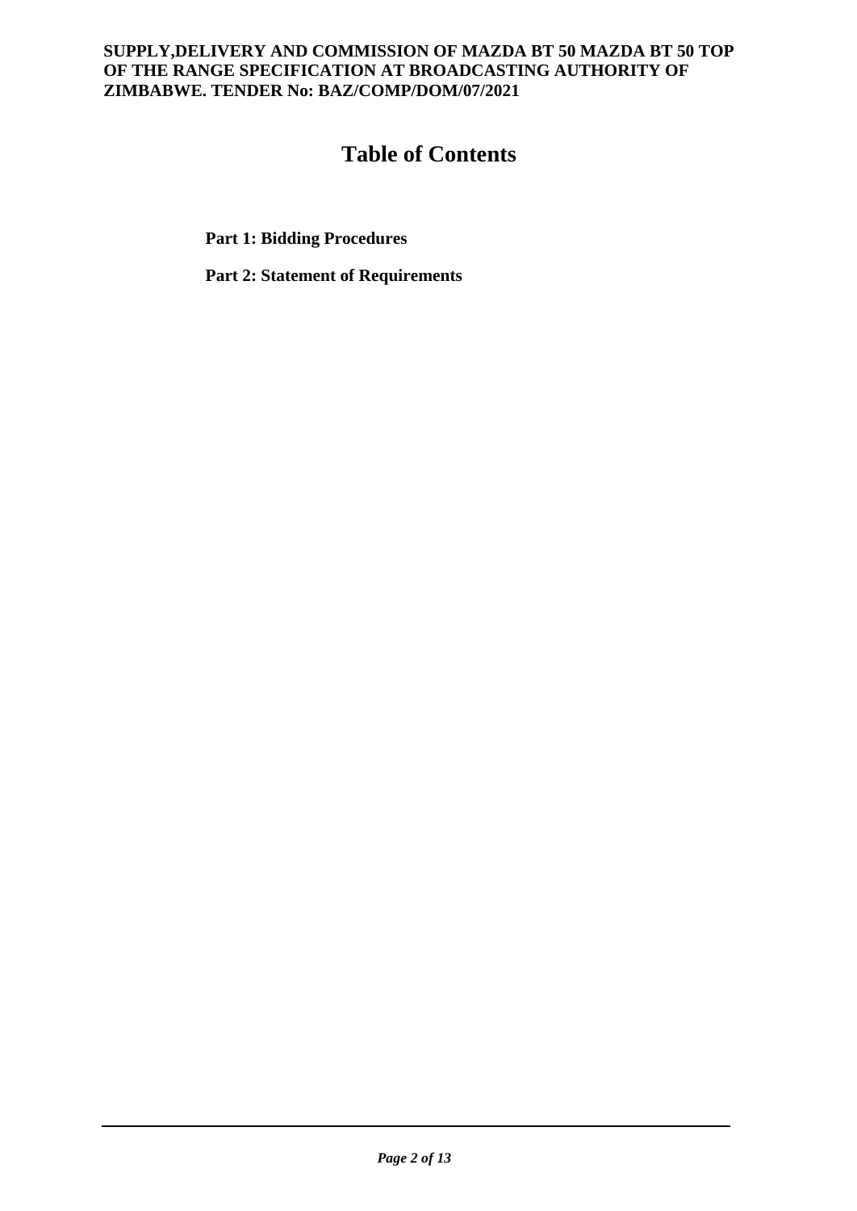# Table of Contents

**Part 1: Bidding Procedures**

**Part 2: Statement of Requirements**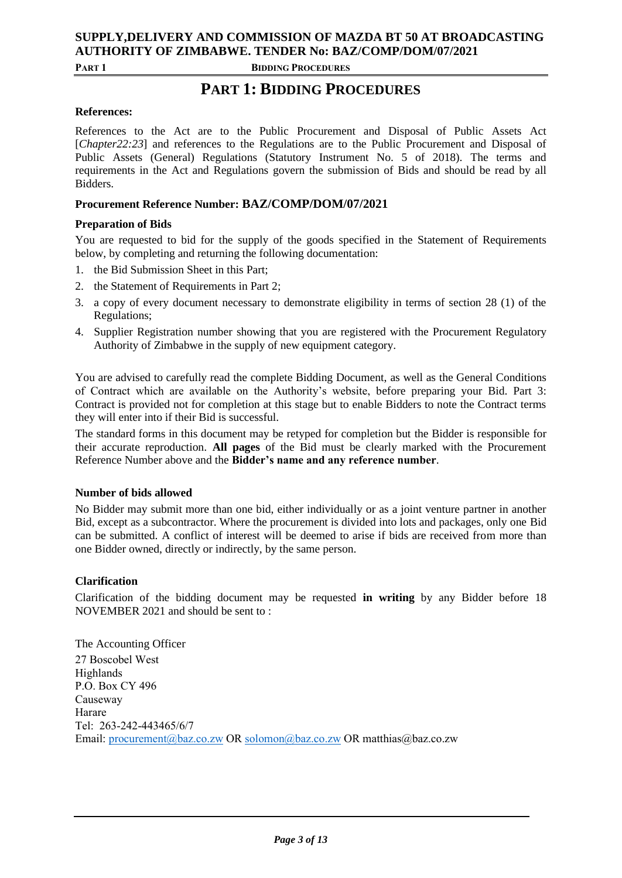# PART 1: BIDDING PROCEDURES

**References:**

References to the Act are to the Public Procurement and Disposal of Public Assets Act [*Chapter22:23*] and references to the Regulations are to the Public Procurement and Disposal of Public Assets (General) Regulations (Statutory Instrument No. 5 of 2018). The terms and requirements in the Act and Regulations govern the submission of Bids and should be read by all Bidders.

**Procurement Reference Number: BAZ/COMP/DOM/07/2021**

**Preparation of Bids**

You are requested to bid for the supply of the goods specified in the Statement of Requirements below, by completing and returning the following documentation:

1. the Bid Submission Sheet in this Part;
2. the Statement of Requirements in Part 2;
3. a copy of every document necessary to demonstrate eligibility in terms of section 28 (1) of the Regulations;
4. Supplier Registration number showing that you are registered with the Procurement Regulatory Authority of Zimbabwe in the supply of new equipment category.

You are advised to carefully read the complete Bidding Document, as well as the General Conditions of Contract which are available on the Authority's website, before preparing your Bid. Part 3: Contract is provided not for completion at this stage but to enable Bidders to note the Contract terms they will enter into if their Bid is successful.

The standard forms in this document may be retyped for completion but the Bidder is responsible for their accurate reproduction. **All pages** of the Bid must be clearly marked with the Procurement Reference Number above and the **Bidder's name and any reference number**.

**Number of bids allowed**

No Bidder may submit more than one bid, either individually or as a joint venture partner in another Bid, except as a subcontractor. Where the procurement is divided into lots and packages, only one Bid can be submitted. A conflict of interest will be deemed to arise if bids are received from more than one Bidder owned, directly or indirectly, by the same person.

**Clarification**

Clarification of the bidding document may be requested **in writing** by any Bidder before 18 NOVEMBER 2021 and should be sent to :

The Accounting Officer
27 Boscobel West
Highlands
P.O. Box CY 496
Causeway
Harare
Tel: 263-242-443465/6/7
Email: procurement@baz.co.zw OR solomon@baz.co.zw OR matthias@baz.co.zw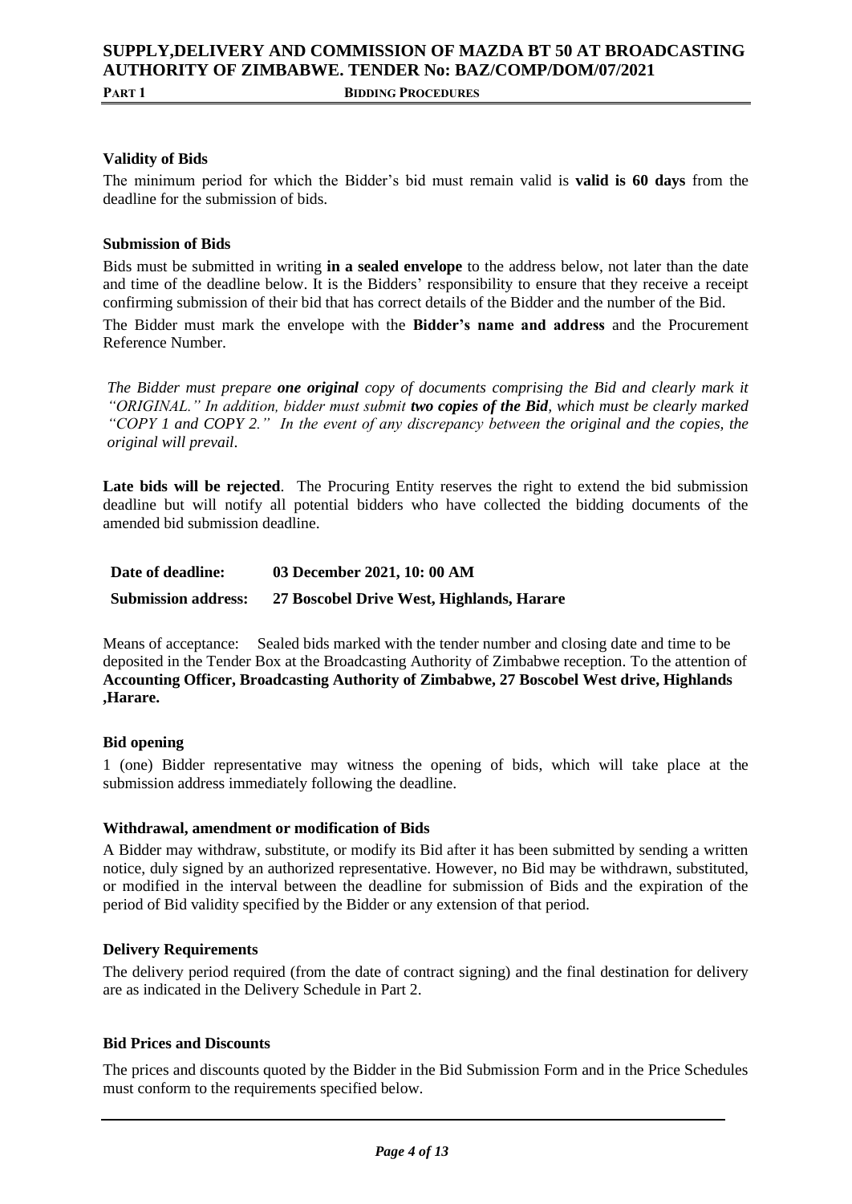### Validity of Bids

The minimum period for which the Bidder's bid must remain valid is **valid is 60 days** from the deadline for the submission of bids.

### Submission of Bids

Bids must be submitted in writing **in a sealed envelope** to the address below, not later than the date and time of the deadline below. It is the Bidders' responsibility to ensure that they receive a receipt confirming submission of their bid that has correct details of the Bidder and the number of the Bid.

The Bidder must mark the envelope with the **Bidder's name and address** and the Procurement Reference Number.

*The Bidder must prepare **one original** copy of documents comprising the Bid and clearly mark it "ORIGINAL." In addition, bidder must submit **two copies of the Bid**, which must be clearly marked "COPY 1 and COPY 2." In the event of any discrepancy between the original and the copies, the original will prevail.*

**Late bids will be rejected**. The Procuring Entity reserves the right to extend the bid submission deadline but will notify all potential bidders who have collected the bidding documents of the amended bid submission deadline.

**Date of deadline:** **03 December 2021, 10: 00 AM**

**Submission address:** **27 Boscobel Drive West, Highlands, Harare**

Means of acceptance: Sealed bids marked with the tender number and closing date and time to be deposited in the Tender Box at the Broadcasting Authority of Zimbabwe reception. To the attention of **Accounting Officer, Broadcasting Authority of Zimbabwe, 27 Boscobel West drive, Highlands ,Harare.**

### Bid opening

1 (one) Bidder representative may witness the opening of bids, which will take place at the submission address immediately following the deadline.

### Withdrawal, amendment or modification of Bids

A Bidder may withdraw, substitute, or modify its Bid after it has been submitted by sending a written notice, duly signed by an authorized representative. However, no Bid may be withdrawn, substituted, or modified in the interval between the deadline for submission of Bids and the expiration of the period of Bid validity specified by the Bidder or any extension of that period.

### Delivery Requirements

The delivery period required (from the date of contract signing) and the final destination for delivery are as indicated in the Delivery Schedule in Part 2.

### Bid Prices and Discounts

The prices and discounts quoted by the Bidder in the Bid Submission Form and in the Price Schedules must conform to the requirements specified below.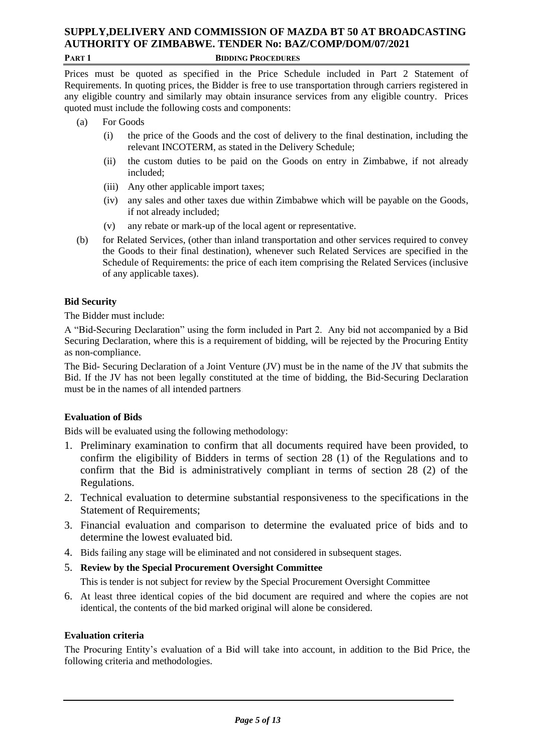Prices must be quoted as specified in the Price Schedule included in Part 2 Statement of Requirements. In quoting prices, the Bidder is free to use transportation through carriers registered in any eligible country and similarly may obtain insurance services from any eligible country. Prices quoted must include the following costs and components:

(a) For Goods

   (i) the price of the Goods and the cost of delivery to the final destination, including the relevant INCOTERM, as stated in the Delivery Schedule;

   (ii) the custom duties to be paid on the Goods on entry in Zimbabwe, if not already included;

   (iii) Any other applicable import taxes;

   (iv) any sales and other taxes due within Zimbabwe which will be payable on the Goods, if not already included;

   (v) any rebate or mark-up of the local agent or representative.

(b) for Related Services, (other than inland transportation and other services required to convey the Goods to their final destination), whenever such Related Services are specified in the Schedule of Requirements: the price of each item comprising the Related Services (inclusive of any applicable taxes).

**Bid Security**

The Bidder must include:

A "Bid-Securing Declaration" using the form included in Part 2. Any bid not accompanied by a Bid Securing Declaration, where this is a requirement of bidding, will be rejected by the Procuring Entity as non-compliance.

The Bid- Securing Declaration of a Joint Venture (JV) must be in the name of the JV that submits the Bid. If the JV has not been legally constituted at the time of bidding, the Bid-Securing Declaration must be in the names of all intended partners

**Evaluation of Bids**

Bids will be evaluated using the following methodology:

1. Preliminary examination to confirm that all documents required have been provided, to confirm the eligibility of Bidders in terms of section 28 (1) of the Regulations and to confirm that the Bid is administratively compliant in terms of section 28 (2) of the Regulations.
2. Technical evaluation to determine substantial responsiveness to the specifications in the Statement of Requirements;
3. Financial evaluation and comparison to determine the evaluated price of bids and to determine the lowest evaluated bid.
4. Bids failing any stage will be eliminated and not considered in subsequent stages.
5. **Review by the Special Procurement Oversight Committee**

   This is tender is not subject for review by the Special Procurement Oversight Committee
6. At least three identical copies of the bid document are required and where the copies are not identical, the contents of the bid marked original will alone be considered.

**Evaluation criteria**

The Procuring Entity's evaluation of a Bid will take into account, in addition to the Bid Price, the following criteria and methodologies.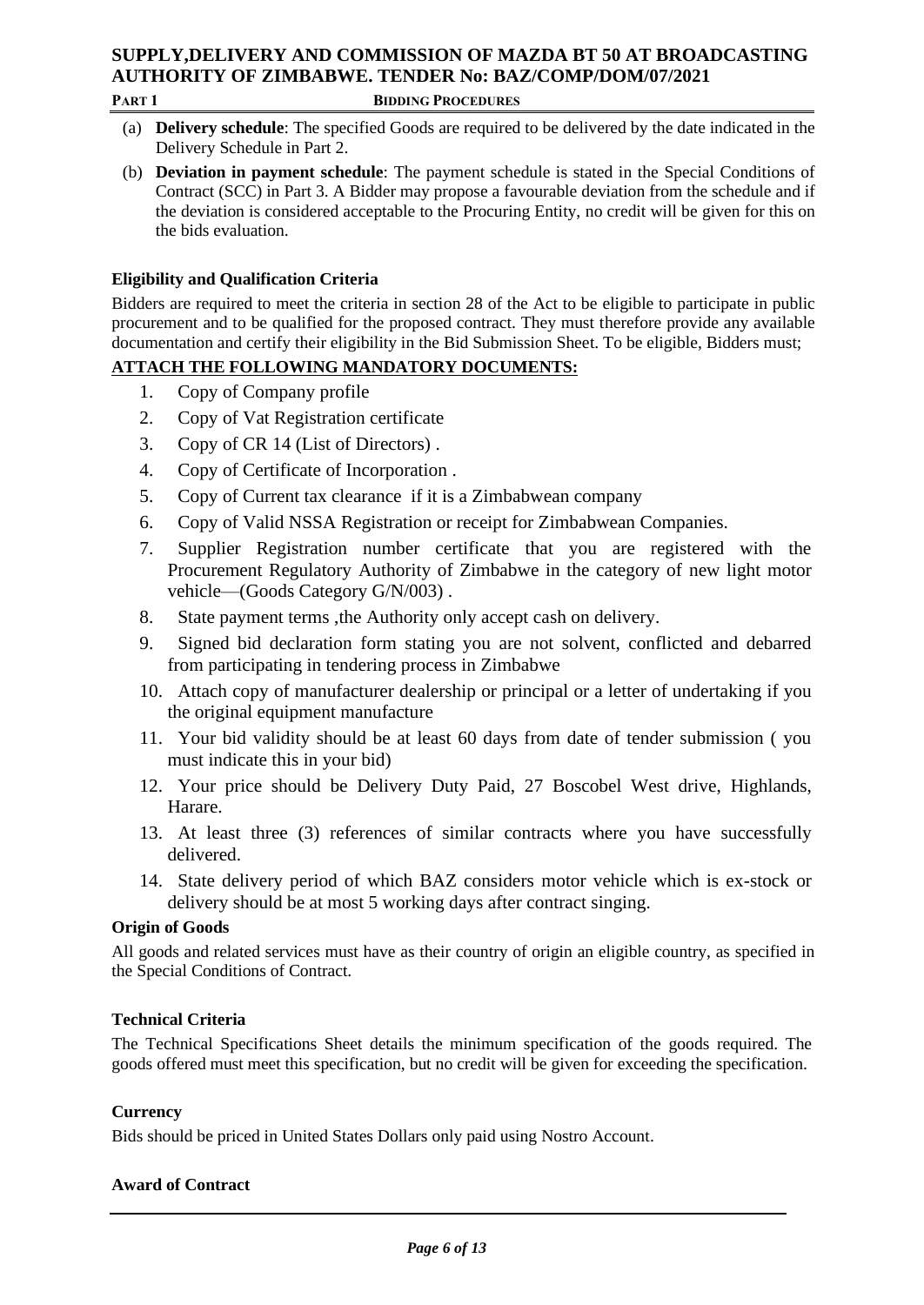(a) **Delivery schedule**: The specified Goods are required to be delivered by the date indicated in the Delivery Schedule in Part 2.

(b) **Deviation in payment schedule**: The payment schedule is stated in the Special Conditions of Contract (SCC) in Part 3. A Bidder may propose a favourable deviation from the schedule and if the deviation is considered acceptable to the Procuring Entity, no credit will be given for this on the bids evaluation.

**Eligibility and Qualification Criteria**

Bidders are required to meet the criteria in section 28 of the Act to be eligible to participate in public procurement and to be qualified for the proposed contract. They must therefore provide any available documentation and certify their eligibility in the Bid Submission Sheet. To be eligible, Bidders must;

**ATTACH THE FOLLOWING MANDATORY DOCUMENTS:**

1. Copy of Company profile
2. Copy of Vat Registration certificate
3. Copy of CR 14 (List of Directors) .
4. Copy of Certificate of Incorporation .
5. Copy of Current tax clearance if it is a Zimbabwean company
6. Copy of Valid NSSA Registration or receipt for Zimbabwean Companies.
7. Supplier Registration number certificate that you are registered with the Procurement Regulatory Authority of Zimbabwe in the category of new light motor vehicle—(Goods Category G/N/003) .
8. State payment terms ,the Authority only accept cash on delivery.
9. Signed bid declaration form stating you are not solvent, conflicted and debarred from participating in tendering process in Zimbabwe
10. Attach copy of manufacturer dealership or principal or a letter of undertaking if you the original equipment manufacture
11. Your bid validity should be at least 60 days from date of tender submission ( you must indicate this in your bid)
12. Your price should be Delivery Duty Paid, 27 Boscobel West drive, Highlands, Harare.
13. At least three (3) references of similar contracts where you have successfully delivered.
14. State delivery period of which BAZ considers motor vehicle which is ex-stock or delivery should be at most 5 working days after contract singing.

**Origin of Goods**

All goods and related services must have as their country of origin an eligible country, as specified in the Special Conditions of Contract.

**Technical Criteria**

The Technical Specifications Sheet details the minimum specification of the goods required. The goods offered must meet this specification, but no credit will be given for exceeding the specification.

**Currency**

Bids should be priced in United States Dollars only paid using Nostro Account.

**Award of Contract**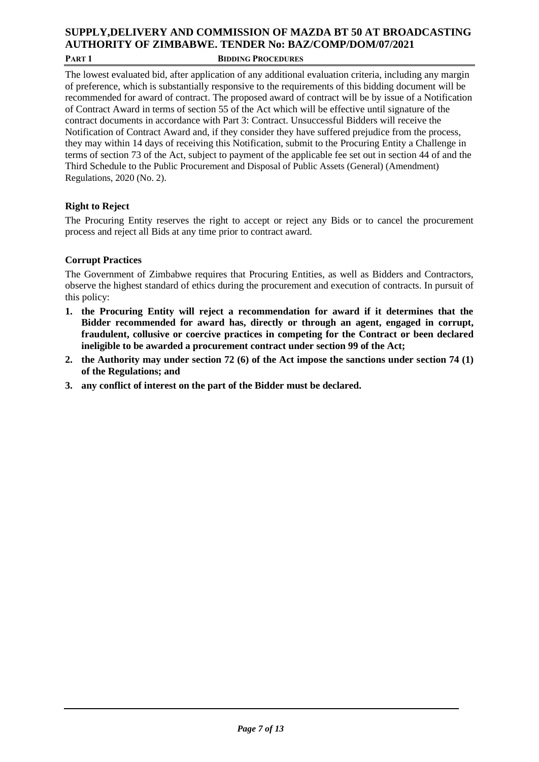The lowest evaluated bid, after application of any additional evaluation criteria, including any margin of preference, which is substantially responsive to the requirements of this bidding document will be recommended for award of contract. The proposed award of contract will be by issue of a Notification of Contract Award in terms of section 55 of the Act which will be effective until signature of the contract documents in accordance with Part 3: Contract. Unsuccessful Bidders will receive the Notification of Contract Award and, if they consider they have suffered prejudice from the process, they may within 14 days of receiving this Notification, submit to the Procuring Entity a Challenge in terms of section 73 of the Act, subject to payment of the applicable fee set out in section 44 of and the Third Schedule to the Public Procurement and Disposal of Public Assets (General) (Amendment) Regulations, 2020 (No. 2).

**Right to Reject**

The Procuring Entity reserves the right to accept or reject any Bids or to cancel the procurement process and reject all Bids at any time prior to contract award.

**Corrupt Practices**

The Government of Zimbabwe requires that Procuring Entities, as well as Bidders and Contractors, observe the highest standard of ethics during the procurement and execution of contracts. In pursuit of this policy:

1. **the Procuring Entity will reject a recommendation for award if it determines that the Bidder recommended for award has, directly or through an agent, engaged in corrupt, fraudulent, collusive or coercive practices in competing for the Contract or been declared ineligible to be awarded a procurement contract under section 99 of the Act;**
2. **the Authority may under section 72 (6) of the Act impose the sanctions under section 74 (1) of the Regulations; and**
3. **any conflict of interest on the part of the Bidder must be declared.**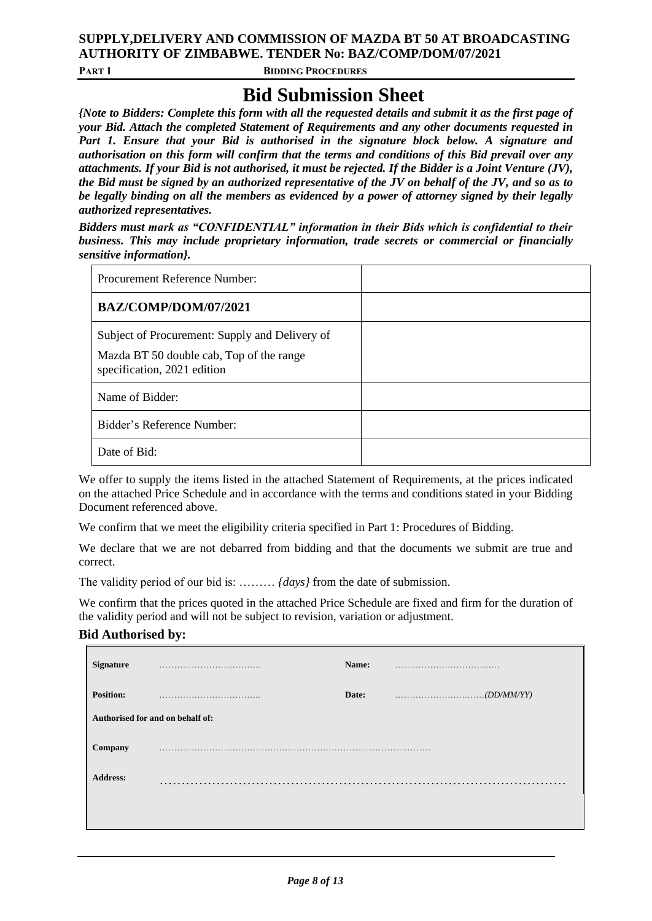# Bid Submission Sheet

***{Note to Bidders: Complete this form with all the requested details and submit it as the first page of your Bid. Attach the completed Statement of Requirements and any other documents requested in Part 1. Ensure that your Bid is authorised in the signature block below. A signature and authorisation on this form will confirm that the terms and conditions of this Bid prevail over any attachments. If your Bid is not authorised, it must be rejected. If the Bidder is a Joint Venture (JV), the Bid must be signed by an authorized representative of the JV on behalf of the JV, and so as to be legally binding on all the members as evidenced by a power of attorney signed by their legally authorized representatives.***

***Bidders must mark as "CONFIDENTIAL" information in their Bids which is confidential to their business. This may include proprietary information, trade secrets or commercial or financially sensitive information}.***

| Procurement Reference Number: | |
|---|---|
| **BAZ/COMP/DOM/07/2021** | |
| Subject of Procurement: Supply and Delivery of<br>Mazda BT 50 double cab, Top of the range specification, 2021 edition | |
| Name of Bidder: | |
| Bidder's Reference Number: | |
| Date of Bid: | |

We offer to supply the items listed in the attached Statement of Requirements, at the prices indicated on the attached Price Schedule and in accordance with the terms and conditions stated in your Bidding Document referenced above.

We confirm that we meet the eligibility criteria specified in Part 1: Procedures of Bidding.

We declare that we are not debarred from bidding and that the documents we submit are true and correct.

The validity period of our bid is: ……… *{days}* from the date of submission.

We confirm that the prices quoted in the attached Price Schedule are fixed and firm for the duration of the validity period and will not be subject to revision, variation or adjustment.

## Bid Authorised by:

| | | | |
|---|---|---|---|
| **Signature** | …………………………….. | **Name:** | ……………………………… |
| **Position:** | …………………………….. | **Date:** | ………………………….(DD/MM/YY) |
| **Authorised for and on behalf of:** | | | |
| **Company** | ……………………………………………………………………………… | | |
| **Address:** | ……………………………………………………………………………… | | |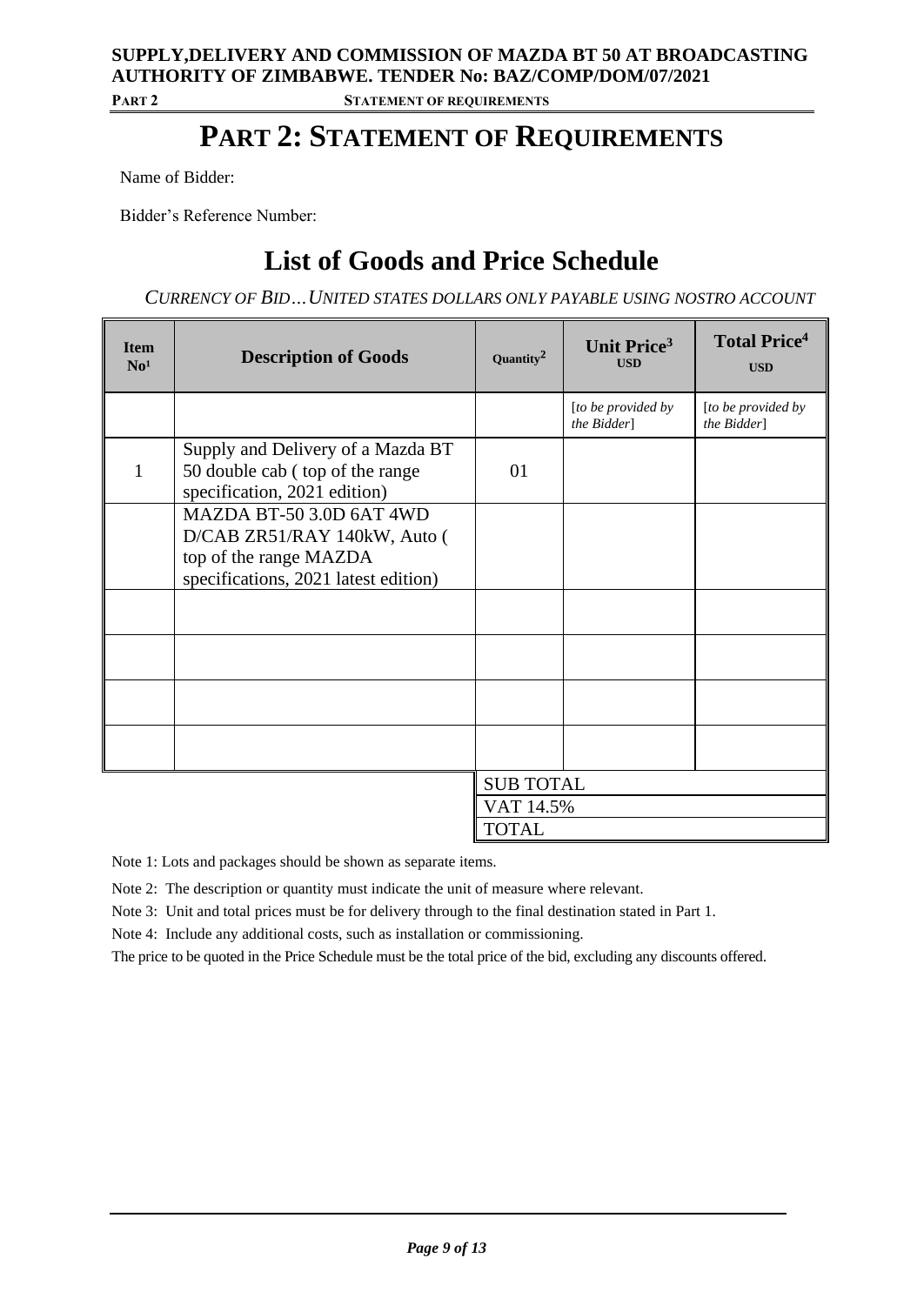# PART 2: STATEMENT OF REQUIREMENTS

Name of Bidder:

Bidder's Reference Number:

## List of Goods and Price Schedule

*CURRENCY OF BID…UNITED STATES DOLLARS ONLY PAYABLE USING NOSTRO ACCOUNT*

| Item No[1] | Description of Goods | Quantity[2] | Unit Price[3] USD | Total Price[4] USD |
|---|---|---|---|---|
| | | | [*to be provided by the Bidder*] | [*to be provided by the Bidder*] |
| 1 | Supply and Delivery of a Mazda BT 50 double cab ( top of the range specification, 2021 edition) | 01 | | |
| | MAZDA BT-50 3.0D 6AT 4WD D/CAB ZR51/RAY 140kW, Auto ( top of the range MAZDA specifications, 2021 latest edition) | | | |
| | | | | |
| | | | | |
| | | | | |
| | | | | |
| | | SUB TOTAL | | |
| | | VAT 14.5% | | |
| | | TOTAL | | |

Note 1: Lots and packages should be shown as separate items.

Note 2: The description or quantity must indicate the unit of measure where relevant.

Note 3: Unit and total prices must be for delivery through to the final destination stated in Part 1.

Note 4: Include any additional costs, such as installation or commissioning.

The price to be quoted in the Price Schedule must be the total price of the bid, excluding any discounts offered.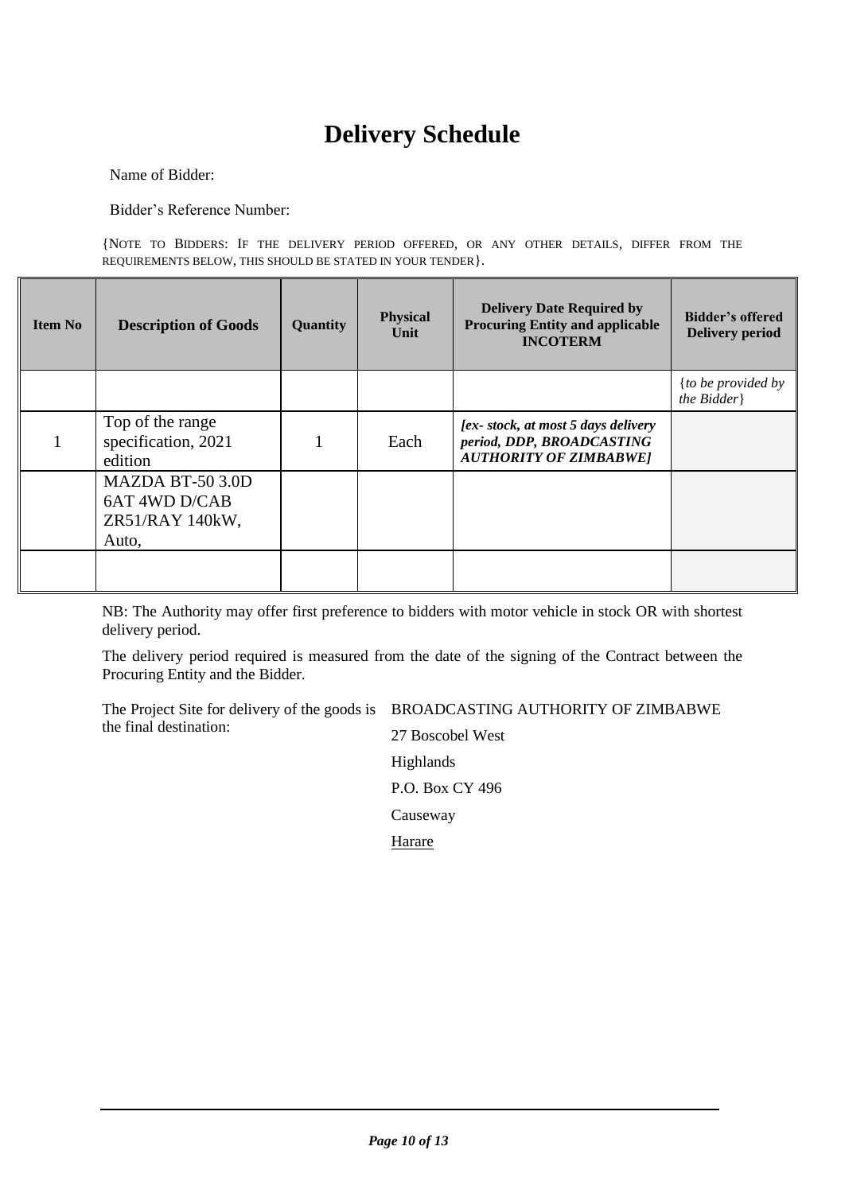# Delivery Schedule

Name of Bidder:

Bidder's Reference Number:

{NOTE TO BIDDERS: IF THE DELIVERY PERIOD OFFERED, OR ANY OTHER DETAILS, DIFFER FROM THE REQUIREMENTS BELOW, THIS SHOULD BE STATED IN YOUR TENDER}.

| Item No | Description of Goods | Quantity | Physical Unit | Delivery Date Required by Procuring Entity and applicable INCOTERM | Bidder's offered Delivery period |
|---|---|---|---|---|---|
| | | | | | *{to be provided by the Bidder}* |
| 1 | Top of the range specification, 2021 edition | 1 | Each | ***[ex- stock, at most 5 days delivery period, DDP, BROADCASTING AUTHORITY OF ZIMBABWE]*** | |
| | MAZDA BT-50 3.0D 6AT 4WD D/CAB ZR51/RAY 140kW, Auto, | | | | |
| | | | | | |

NB: The Authority may offer first preference to bidders with motor vehicle in stock OR with shortest delivery period.

The delivery period required is measured from the date of the signing of the Contract between the Procuring Entity and the Bidder.

The Project Site for delivery of the goods is the final destination:

BROADCASTING AUTHORITY OF ZIMBABWE
27 Boscobel West
Highlands
P.O. Box CY 496
Causeway
Harare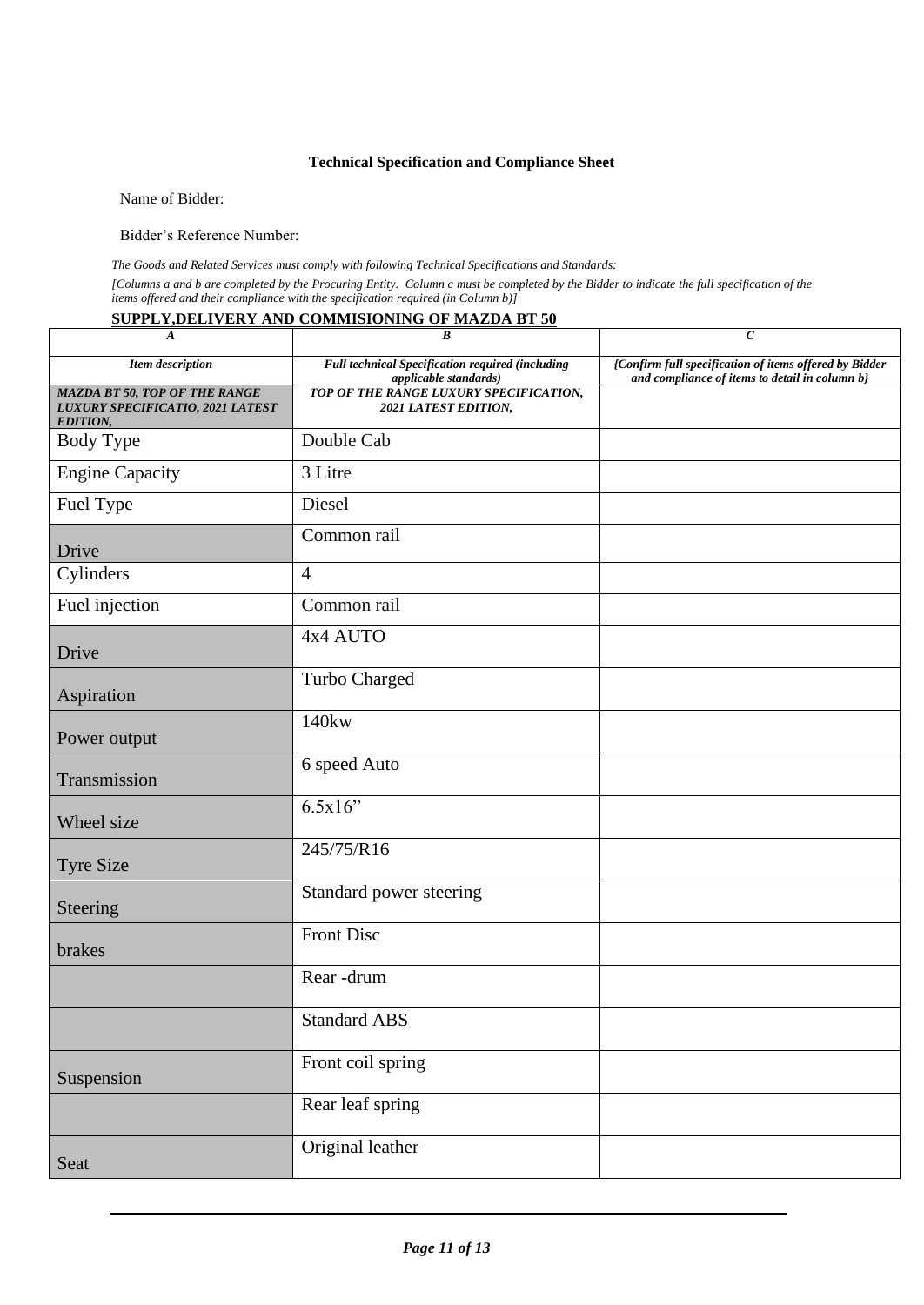**Technical Specification and Compliance Sheet**

Name of Bidder:

Bidder's Reference Number:

*The Goods and Related Services must comply with following Technical Specifications and Standards:*

*[Columns a and b are completed by the Procuring Entity. Column c must be completed by the Bidder to indicate the full specification of the items offered and their compliance with the specification required (in Column b)]*

**SUPPLY,DELIVERY AND COMMISIONING OF MAZDA BT 50**

| *A* | *B* | *C* |
|---|---|---|
| ***Item description*** | ***Full technical Specification required (including applicable standards)*** | ***{Confirm full specification of items offered by Bidder and compliance of items to detail in column b}*** |
| ***MAZDA BT 50, TOP OF THE RANGE LUXURY SPECIFICATIO, 2021 LATEST EDITION,*** | ***TOP OF THE RANGE LUXURY SPECIFICATION, 2021 LATEST EDITION,*** | |
| Body Type | Double Cab | |
| Engine Capacity | 3 Litre | |
| Fuel Type | Diesel | |
| Drive | Common rail | |
| Cylinders | 4 | |
| Fuel injection | Common rail | |
| Drive | 4x4 AUTO | |
| Aspiration | Turbo Charged | |
| Power output | 140kw | |
| Transmission | 6 speed Auto | |
| Wheel size | 6.5x16" | |
| Tyre Size | 245/75/R16 | |
| Steering | Standard power steering | |
| brakes | Front Disc | |
| | Rear -drum | |
| | Standard ABS | |
| Suspension | Front coil spring | |
| | Rear leaf spring | |
| Seat | Original leather | |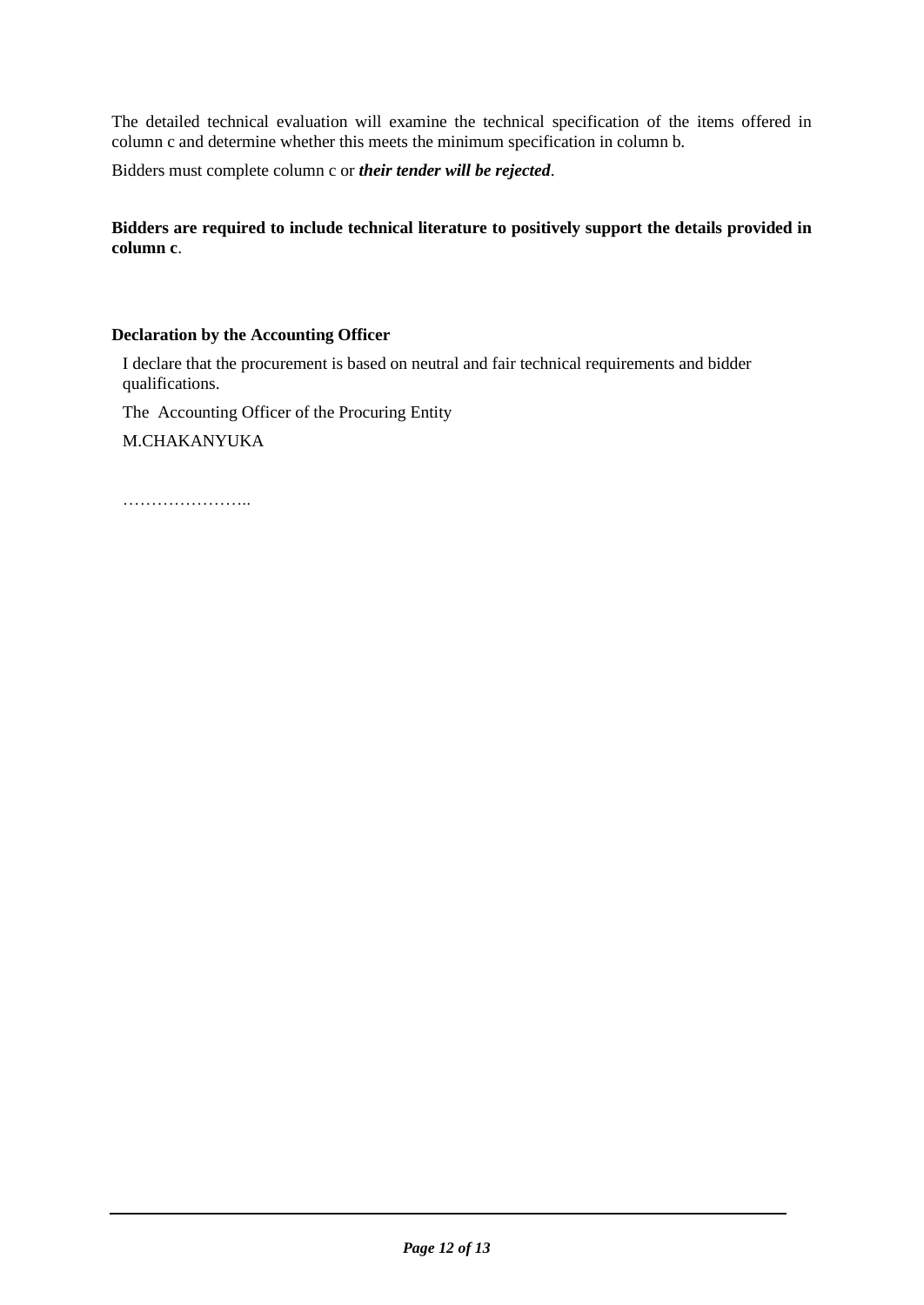The detailed technical evaluation will examine the technical specification of the items offered in column c and determine whether this meets the minimum specification in column b.

Bidders must complete column c or ***their tender will be rejected***.

**Bidders are required to include technical literature to positively support the details provided in column c**.

**Declaration by the Accounting Officer**

I declare that the procurement is based on neutral and fair technical requirements and bidder qualifications.

The Accounting Officer of the Procuring Entity

M.CHAKANYUKA

…………………..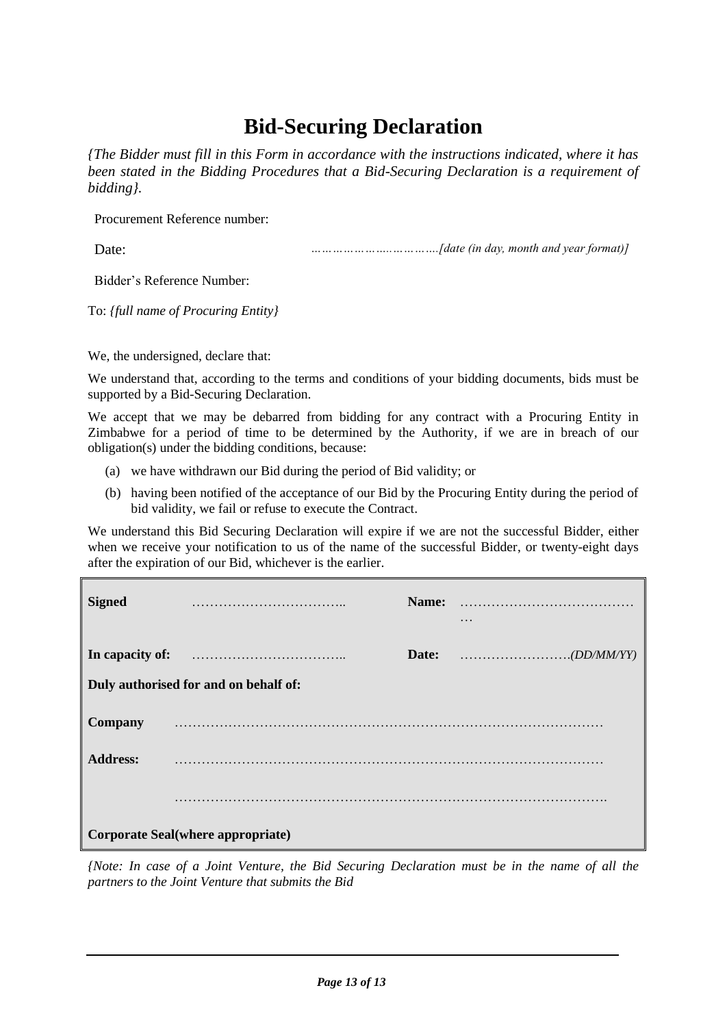# Bid-Securing Declaration

*{The Bidder must fill in this Form in accordance with the instructions indicated, where it has been stated in the Bidding Procedures that a Bid-Securing Declaration is a requirement of bidding}.*

Procurement Reference number:

Date: ……………………..……………*[date (in day, month and year format)]*

Bidder's Reference Number:

To: *{full name of Procuring Entity}*

We, the undersigned, declare that:

We understand that, according to the terms and conditions of your bidding documents, bids must be supported by a Bid-Securing Declaration.

We accept that we may be debarred from bidding for any contract with a Procuring Entity in Zimbabwe for a period of time to be determined by the Authority, if we are in breach of our obligation(s) under the bidding conditions, because:

(a) we have withdrawn our Bid during the period of Bid validity; or

(b) having been notified of the acceptance of our Bid by the Procuring Entity during the period of bid validity, we fail or refuse to execute the Contract.

We understand this Bid Securing Declaration will expire if we are not the successful Bidder, either when we receive your notification to us of the name of the successful Bidder, or twenty-eight days after the expiration of our Bid, whichever is the earlier.

| | | | |
|---|---|---|---|
| **Signed** | …………………………….. | **Name:** | ………………………………… … |
| **In capacity of:** | …………………………….. | **Date:** | …………………….*(DD/MM/YY)* |
| **Duly authorised for and on behalf of:** | | | |
| **Company** | ……………………………………………………………………………… | | |
| **Address:** | ……………………………………………………………………………… | | |
| | ………………………………………………………………………………. | | |
| **Corporate Seal(where appropriate)** | | | |

*{Note: In case of a Joint Venture, the Bid Securing Declaration must be in the name of all the partners to the Joint Venture that submits the Bid*